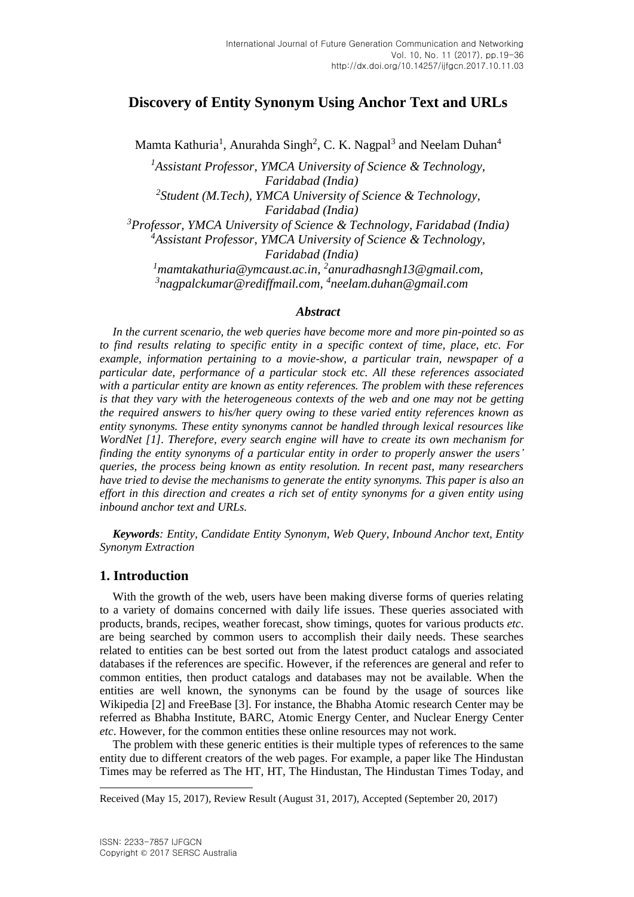# Discovery of Entity Synonym Using Anchor Text and URLs

Mamta Kathuria[1], Anurahda Singh[2], C. K. Nagpal[3] and Neelam Duhan[4]

*[1]Assistant Professor, YMCA University of Science & Technology, Faridabad (India)*
*[2]Student (M.Tech), YMCA University of Science & Technology, Faridabad (India)*
*[3]Professor, YMCA University of Science & Technology, Faridabad (India)*
*[4]Assistant Professor, YMCA University of Science & Technology, Faridabad (India)*
*[1]mamtakathuria@ymcaust.ac.in, [2]anuradhasngh13@gmail.com, [3]nagpalckumar@rediffmail.com, [4]neelam.duhan@gmail.com*

### *Abstract*

*In the current scenario, the web queries have become more and more pin-pointed so as to find results relating to specific entity in a specific context of time, place, etc. For example, information pertaining to a movie-show, a particular train, newspaper of a particular date, performance of a particular stock etc. All these references associated with a particular entity are known as entity references. The problem with these references is that they vary with the heterogeneous contexts of the web and one may not be getting the required answers to his/her query owing to these varied entity references known as entity synonyms. These entity synonyms cannot be handled through lexical resources like WordNet [1]. Therefore, every search engine will have to create its own mechanism for finding the entity synonyms of a particular entity in order to properly answer the users' queries, the process being known as entity resolution. In recent past, many researchers have tried to devise the mechanisms to generate the entity synonyms. This paper is also an effort in this direction and creates a rich set of entity synonyms for a given entity using inbound anchor text and URLs.*

***Keywords**: Entity, Candidate Entity Synonym, Web Query, Inbound Anchor text, Entity Synonym Extraction*

## 1. Introduction

With the growth of the web, users have been making diverse forms of queries relating to a variety of domains concerned with daily life issues. These queries associated with products, brands, recipes, weather forecast, show timings, quotes for various products *etc*. are being searched by common users to accomplish their daily needs. These searches related to entities can be best sorted out from the latest product catalogs and associated databases if the references are specific. However, if the references are general and refer to common entities, then product catalogs and databases may not be available. When the entities are well known, the synonyms can be found by the usage of sources like Wikipedia [2] and FreeBase [3]. For instance, the Bhabha Atomic research Center may be referred as Bhabha Institute, BARC, Atomic Energy Center, and Nuclear Energy Center *etc*. However, for the common entities these online resources may not work.

The problem with these generic entities is their multiple types of references to the same entity due to different creators of the web pages. For example, a paper like The Hindustan Times may be referred as The HT, HT, The Hindustan, The Hindustan Times Today, and

---

Received (May 15, 2017), Review Result (August 31, 2017), Accepted (September 20, 2017)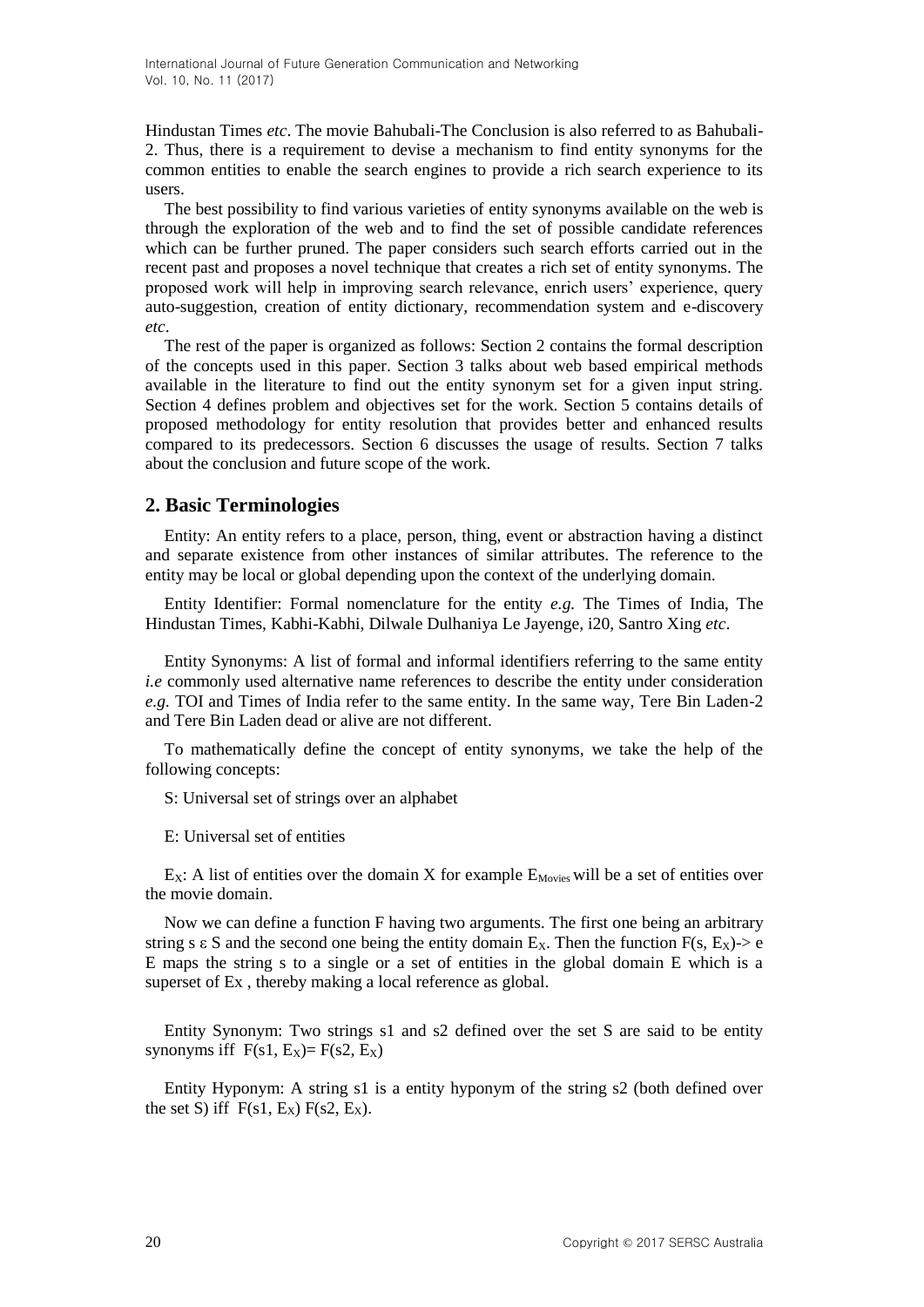Hindustan Times *etc*. The movie Bahubali-The Conclusion is also referred to as Bahubali-2. Thus, there is a requirement to devise a mechanism to find entity synonyms for the common entities to enable the search engines to provide a rich search experience to its users.

The best possibility to find various varieties of entity synonyms available on the web is through the exploration of the web and to find the set of possible candidate references which can be further pruned. The paper considers such search efforts carried out in the recent past and proposes a novel technique that creates a rich set of entity synonyms. The proposed work will help in improving search relevance, enrich users' experience, query auto-suggestion, creation of entity dictionary, recommendation system and e-discovery *etc*.

The rest of the paper is organized as follows: Section 2 contains the formal description of the concepts used in this paper. Section 3 talks about web based empirical methods available in the literature to find out the entity synonym set for a given input string. Section 4 defines problem and objectives set for the work. Section 5 contains details of proposed methodology for entity resolution that provides better and enhanced results compared to its predecessors. Section 6 discusses the usage of results. Section 7 talks about the conclusion and future scope of the work.

## 2. Basic Terminologies

Entity: An entity refers to a place, person, thing, event or abstraction having a distinct and separate existence from other instances of similar attributes. The reference to the entity may be local or global depending upon the context of the underlying domain.

Entity Identifier: Formal nomenclature for the entity *e.g.* The Times of India, The Hindustan Times, Kabhi-Kabhi, Dilwale Dulhaniya Le Jayenge, i20, Santro Xing *etc*.

Entity Synonyms: A list of formal and informal identifiers referring to the same entity *i.e* commonly used alternative name references to describe the entity under consideration *e.g.* TOI and Times of India refer to the same entity. In the same way, Tere Bin Laden-2 and Tere Bin Laden dead or alive are not different.

To mathematically define the concept of entity synonyms, we take the help of the following concepts:

S: Universal set of strings over an alphabet

E: Universal set of entities

$E_X$: A list of entities over the domain X for example $E_{Movies}$ will be a set of entities over the movie domain.

Now we can define a function F having two arguments. The first one being an arbitrary string $s \in S$ and the second one being the entity domain $E_X$. Then the function $F(s, E_X) \rightarrow e$ E maps the string s to a single or a set of entities in the global domain E which is a superset of Ex , thereby making a local reference as global.

Entity Synonym: Two strings s1 and s2 defined over the set S are said to be entity synonyms iff $F(s1, E_X) = F(s2, E_X)$

Entity Hyponym: A string s1 is a entity hyponym of the string s2 (both defined over the set S) iff $F(s1, E_X)$ $F(s2, E_X)$.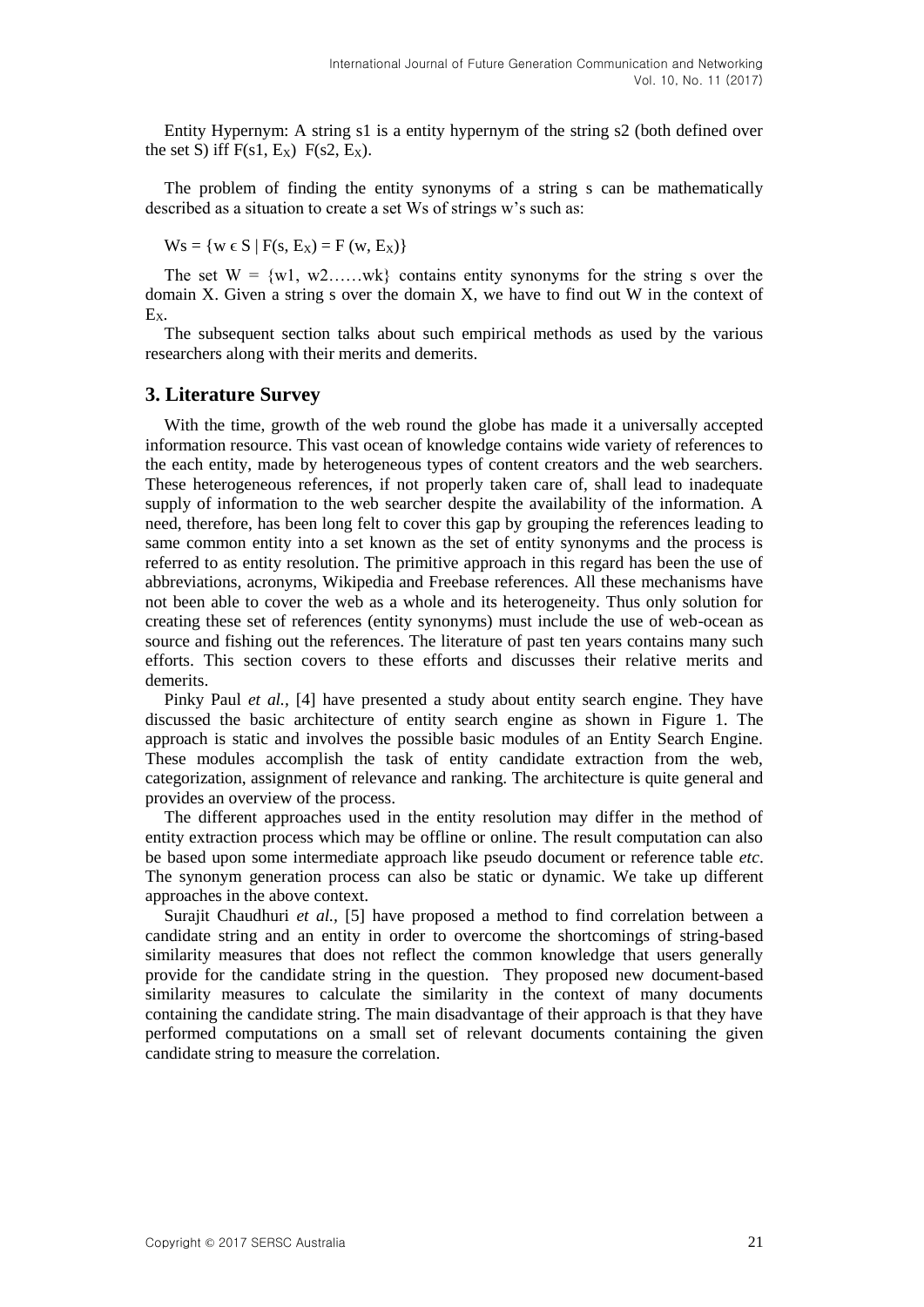Entity Hypernym: A string s1 is a entity hypernym of the string s2 (both defined over the set S) iff $F(s1, E_X)$ $F(s2, E_X)$.

The problem of finding the entity synonyms of a string s can be mathematically described as a situation to create a set Ws of strings w's such as:

$$Ws = \{w \in S \mid F(s, E_X) = F(w, E_X)\}$$

The set $W = \{w1, w2……wk\}$ contains entity synonyms for the string s over the domain X. Given a string s over the domain X, we have to find out W in the context of $E_X$.

The subsequent section talks about such empirical methods as used by the various researchers along with their merits and demerits.

## 3. Literature Survey

With the time, growth of the web round the globe has made it a universally accepted information resource. This vast ocean of knowledge contains wide variety of references to the each entity, made by heterogeneous types of content creators and the web searchers. These heterogeneous references, if not properly taken care of, shall lead to inadequate supply of information to the web searcher despite the availability of the information. A need, therefore, has been long felt to cover this gap by grouping the references leading to same common entity into a set known as the set of entity synonyms and the process is referred to as entity resolution. The primitive approach in this regard has been the use of abbreviations, acronyms, Wikipedia and Freebase references. All these mechanisms have not been able to cover the web as a whole and its heterogeneity. Thus only solution for creating these set of references (entity synonyms) must include the use of web-ocean as source and fishing out the references. The literature of past ten years contains many such efforts. This section covers to these efforts and discusses their relative merits and demerits.

Pinky Paul *et al.,* [4] have presented a study about entity search engine. They have discussed the basic architecture of entity search engine as shown in Figure 1. The approach is static and involves the possible basic modules of an Entity Search Engine. These modules accomplish the task of entity candidate extraction from the web, categorization, assignment of relevance and ranking. The architecture is quite general and provides an overview of the process.

The different approaches used in the entity resolution may differ in the method of entity extraction process which may be offline or online. The result computation can also be based upon some intermediate approach like pseudo document or reference table *etc*. The synonym generation process can also be static or dynamic. We take up different approaches in the above context.

Surajit Chaudhuri *et al.,* [5] have proposed a method to find correlation between a candidate string and an entity in order to overcome the shortcomings of string-based similarity measures that does not reflect the common knowledge that users generally provide for the candidate string in the question. They proposed new document-based similarity measures to calculate the similarity in the context of many documents containing the candidate string. The main disadvantage of their approach is that they have performed computations on a small set of relevant documents containing the given candidate string to measure the correlation.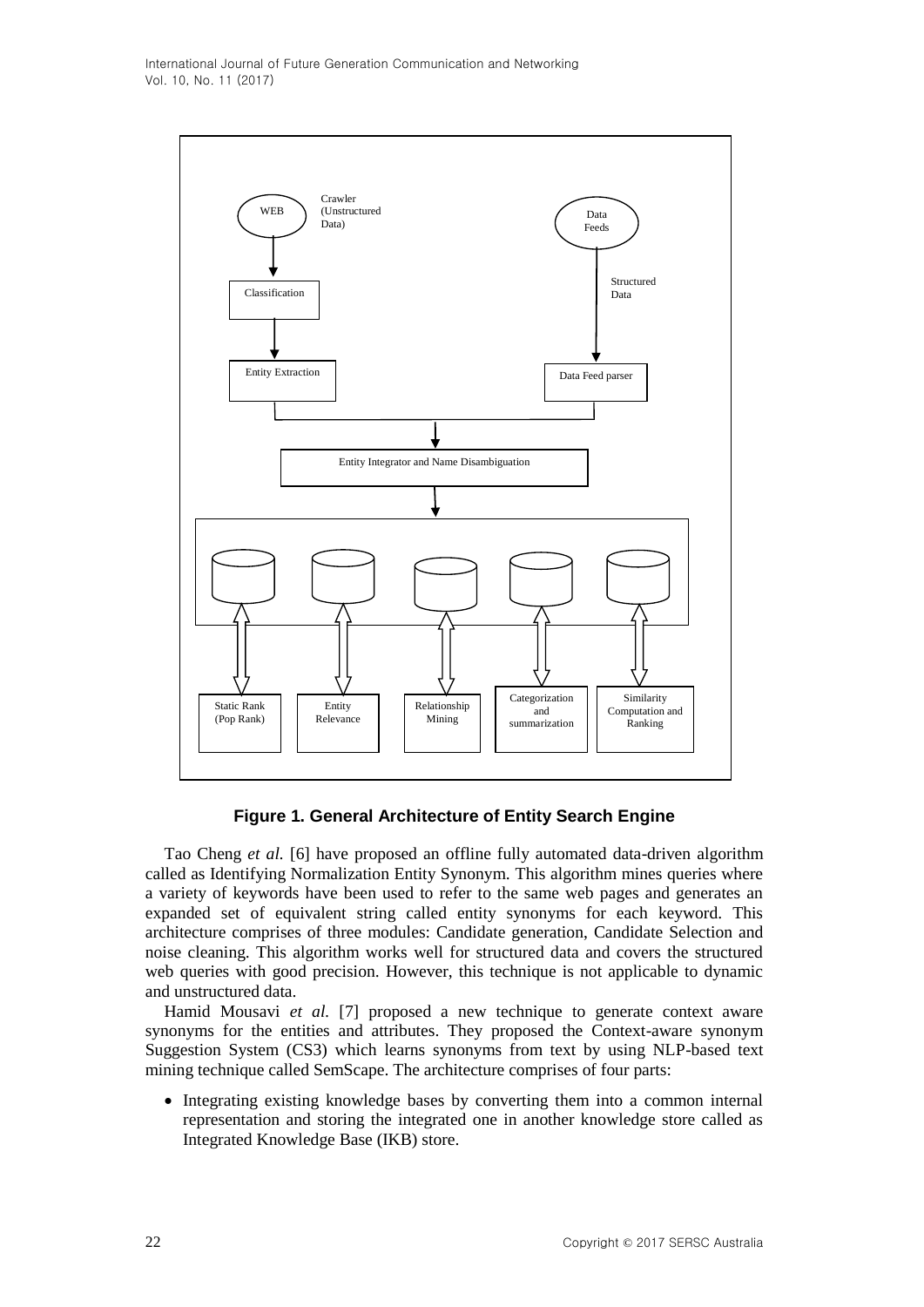**Figure 1. General Architecture of Entity Search Engine**

Tao Cheng *et al.* [6] have proposed an offline fully automated data-driven algorithm called as Identifying Normalization Entity Synonym. This algorithm mines queries where a variety of keywords have been used to refer to the same web pages and generates an expanded set of equivalent string called entity synonyms for each keyword. This architecture comprises of three modules: Candidate generation, Candidate Selection and noise cleaning. This algorithm works well for structured data and covers the structured web queries with good precision. However, this technique is not applicable to dynamic and unstructured data.

Hamid Mousavi *et al.* [7] proposed a new technique to generate context aware synonyms for the entities and attributes. They proposed the Context-aware synonym Suggestion System (CS3) which learns synonyms from text by using NLP-based text mining technique called SemScape. The architecture comprises of four parts:

- Integrating existing knowledge bases by converting them into a common internal representation and storing the integrated one in another knowledge store called as Integrated Knowledge Base (IKB) store.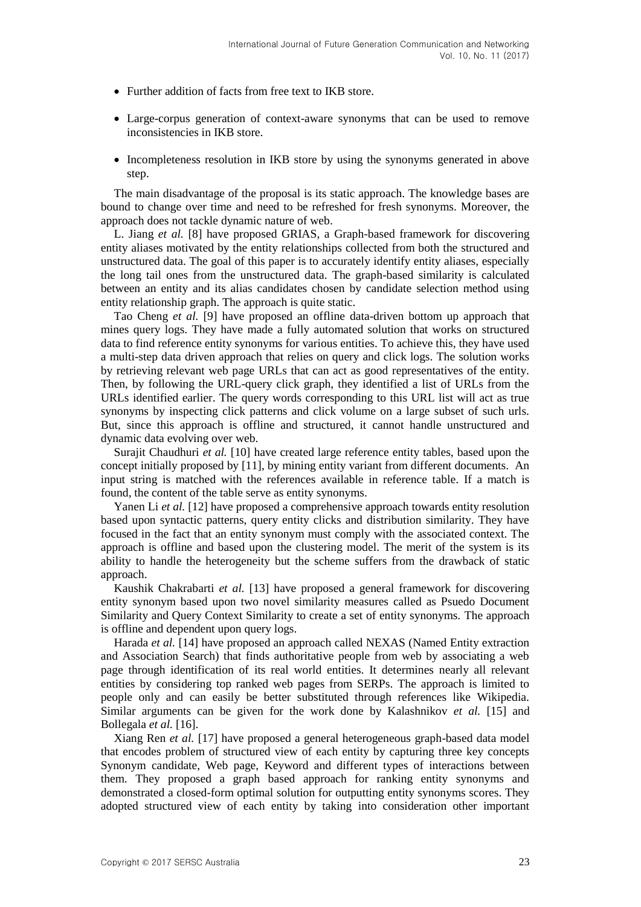- Further addition of facts from free text to IKB store.
- Large-corpus generation of context-aware synonyms that can be used to remove inconsistencies in IKB store.
- Incompleteness resolution in IKB store by using the synonyms generated in above step.

The main disadvantage of the proposal is its static approach. The knowledge bases are bound to change over time and need to be refreshed for fresh synonyms. Moreover, the approach does not tackle dynamic nature of web.

L. Jiang *et al.* [8] have proposed GRIAS, a Graph-based framework for discovering entity aliases motivated by the entity relationships collected from both the structured and unstructured data. The goal of this paper is to accurately identify entity aliases, especially the long tail ones from the unstructured data. The graph-based similarity is calculated between an entity and its alias candidates chosen by candidate selection method using entity relationship graph. The approach is quite static.

Tao Cheng *et al.* [9] have proposed an offline data-driven bottom up approach that mines query logs. They have made a fully automated solution that works on structured data to find reference entity synonyms for various entities. To achieve this, they have used a multi-step data driven approach that relies on query and click logs. The solution works by retrieving relevant web page URLs that can act as good representatives of the entity. Then, by following the URL-query click graph, they identified a list of URLs from the URLs identified earlier. The query words corresponding to this URL list will act as true synonyms by inspecting click patterns and click volume on a large subset of such urls. But, since this approach is offline and structured, it cannot handle unstructured and dynamic data evolving over web.

Surajit Chaudhuri *et al.* [10] have created large reference entity tables, based upon the concept initially proposed by [11], by mining entity variant from different documents. An input string is matched with the references available in reference table. If a match is found, the content of the table serve as entity synonyms.

Yanen Li *et al.* [12] have proposed a comprehensive approach towards entity resolution based upon syntactic patterns, query entity clicks and distribution similarity. They have focused in the fact that an entity synonym must comply with the associated context. The approach is offline and based upon the clustering model. The merit of the system is its ability to handle the heterogeneity but the scheme suffers from the drawback of static approach.

Kaushik Chakrabarti *et al.* [13] have proposed a general framework for discovering entity synonym based upon two novel similarity measures called as Psuedo Document Similarity and Query Context Similarity to create a set of entity synonyms. The approach is offline and dependent upon query logs.

Harada *et al.* [14] have proposed an approach called NEXAS (Named Entity extraction and Association Search) that finds authoritative people from web by associating a web page through identification of its real world entities. It determines nearly all relevant entities by considering top ranked web pages from SERPs. The approach is limited to people only and can easily be better substituted through references like Wikipedia. Similar arguments can be given for the work done by Kalashnikov *et al.* [15] and Bollegala *et al.* [16].

Xiang Ren *et al.* [17] have proposed a general heterogeneous graph-based data model that encodes problem of structured view of each entity by capturing three key concepts Synonym candidate, Web page, Keyword and different types of interactions between them. They proposed a graph based approach for ranking entity synonyms and demonstrated a closed-form optimal solution for outputting entity synonyms scores. They adopted structured view of each entity by taking into consideration other important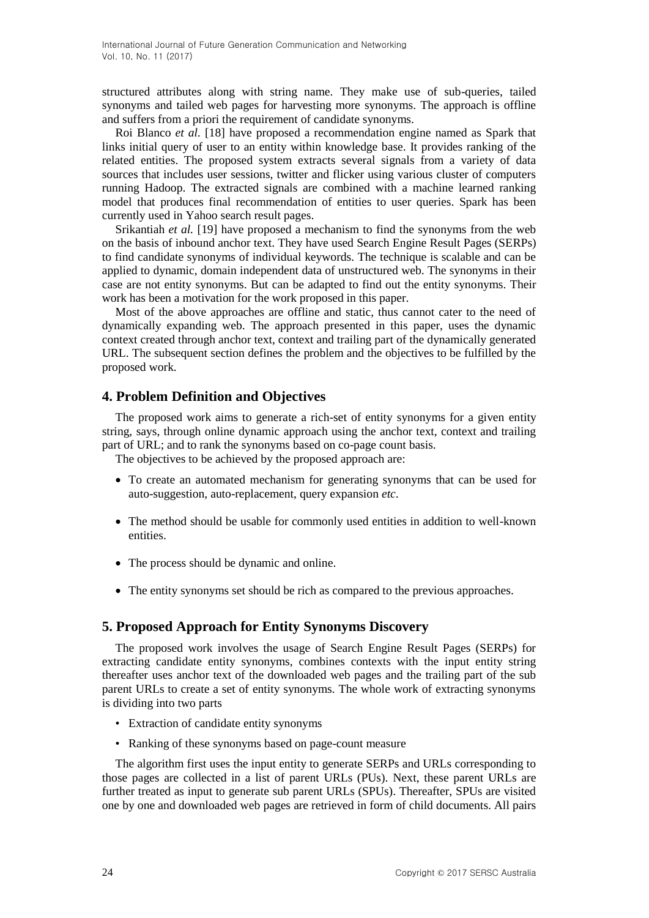structured attributes along with string name. They make use of sub-queries, tailed synonyms and tailed web pages for harvesting more synonyms. The approach is offline and suffers from a priori the requirement of candidate synonyms.

Roi Blanco *et al.* [18] have proposed a recommendation engine named as Spark that links initial query of user to an entity within knowledge base. It provides ranking of the related entities. The proposed system extracts several signals from a variety of data sources that includes user sessions, twitter and flicker using various cluster of computers running Hadoop. The extracted signals are combined with a machine learned ranking model that produces final recommendation of entities to user queries. Spark has been currently used in Yahoo search result pages.

Srikantiah *et al.* [19] have proposed a mechanism to find the synonyms from the web on the basis of inbound anchor text. They have used Search Engine Result Pages (SERPs) to find candidate synonyms of individual keywords. The technique is scalable and can be applied to dynamic, domain independent data of unstructured web. The synonyms in their case are not entity synonyms. But can be adapted to find out the entity synonyms. Their work has been a motivation for the work proposed in this paper.

Most of the above approaches are offline and static, thus cannot cater to the need of dynamically expanding web. The approach presented in this paper, uses the dynamic context created through anchor text, context and trailing part of the dynamically generated URL. The subsequent section defines the problem and the objectives to be fulfilled by the proposed work.

## 4. Problem Definition and Objectives

The proposed work aims to generate a rich-set of entity synonyms for a given entity string, says, through online dynamic approach using the anchor text, context and trailing part of URL; and to rank the synonyms based on co-page count basis.

The objectives to be achieved by the proposed approach are:

- To create an automated mechanism for generating synonyms that can be used for auto-suggestion, auto-replacement, query expansion *etc*.
- The method should be usable for commonly used entities in addition to well-known entities.
- The process should be dynamic and online.
- The entity synonyms set should be rich as compared to the previous approaches.

## 5. Proposed Approach for Entity Synonyms Discovery

The proposed work involves the usage of Search Engine Result Pages (SERPs) for extracting candidate entity synonyms, combines contexts with the input entity string thereafter uses anchor text of the downloaded web pages and the trailing part of the sub parent URLs to create a set of entity synonyms. The whole work of extracting synonyms is dividing into two parts

- Extraction of candidate entity synonyms
- Ranking of these synonyms based on page-count measure

The algorithm first uses the input entity to generate SERPs and URLs corresponding to those pages are collected in a list of parent URLs (PUs). Next, these parent URLs are further treated as input to generate sub parent URLs (SPUs). Thereafter, SPUs are visited one by one and downloaded web pages are retrieved in form of child documents. All pairs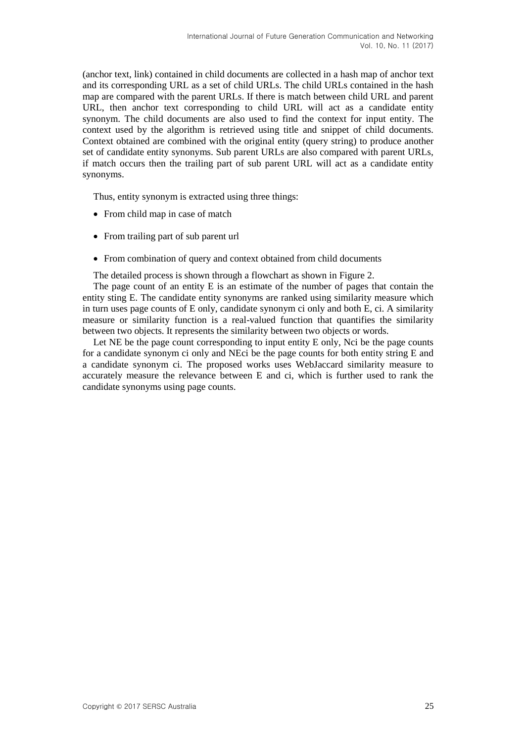(anchor text, link) contained in child documents are collected in a hash map of anchor text and its corresponding URL as a set of child URLs. The child URLs contained in the hash map are compared with the parent URLs. If there is match between child URL and parent URL, then anchor text corresponding to child URL will act as a candidate entity synonym. The child documents are also used to find the context for input entity. The context used by the algorithm is retrieved using title and snippet of child documents. Context obtained are combined with the original entity (query string) to produce another set of candidate entity synonyms. Sub parent URLs are also compared with parent URLs, if match occurs then the trailing part of sub parent URL will act as a candidate entity synonyms.

Thus, entity synonym is extracted using three things:

- From child map in case of match
- From trailing part of sub parent url
- From combination of query and context obtained from child documents

The detailed process is shown through a flowchart as shown in Figure 2.

The page count of an entity E is an estimate of the number of pages that contain the entity sting E. The candidate entity synonyms are ranked using similarity measure which in turn uses page counts of E only, candidate synonym $c_i$ only and both E, $c_i$. A similarity measure or similarity function is a real-valued function that quantifies the similarity between two objects. It represents the similarity between two objects or words.

Let $N_E$ be the page count corresponding to input entity E only, $N_{ci}$ be the page counts for a candidate synonym $c_i$ only and $N_{Eci}$ be the page counts for both entity string E and a candidate synonym $c_i$. The proposed works uses WebJaccard similarity measure to accurately measure the relevance between E and $c_i$, which is further used to rank the candidate synonyms using page counts.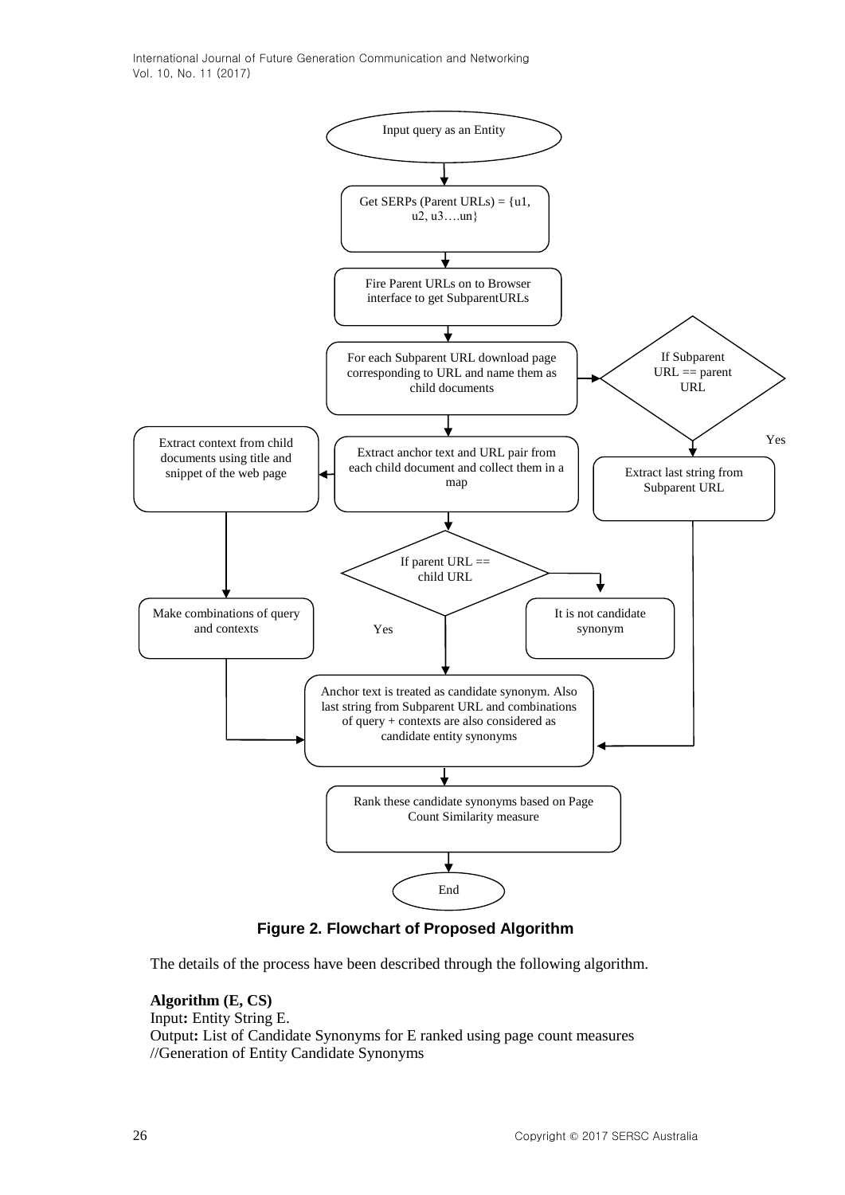Input query as an Entity

Get SERPs (Parent URLs) = {u1, u2, u3….un}

Fire Parent URLs on to Browser interface to get SubparentURLs

For each Subparent URL download page corresponding to URL and name them as child documents

If Subparent URL == parent URL

Yes

Extract last string from Subparent URL

Extract anchor text and URL pair from each child document and collect them in a map

Extract context from child documents using title and snippet of the web page

If parent URL == child URL

It is not candidate synonym

Yes

Make combinations of query and contexts

Anchor text is treated as candidate synonym. Also last string from Subparent URL and combinations of query + contexts are also considered as candidate entity synonyms

Rank these candidate synonyms based on Page Count Similarity measure

End

**Figure 2. Flowchart of Proposed Algorithm**

The details of the process have been described through the following algorithm.

**Algorithm (E, CS)**
Input**:** Entity String E.
Output**:** List of Candidate Synonyms for E ranked using page count measures
//Generation of Entity Candidate Synonyms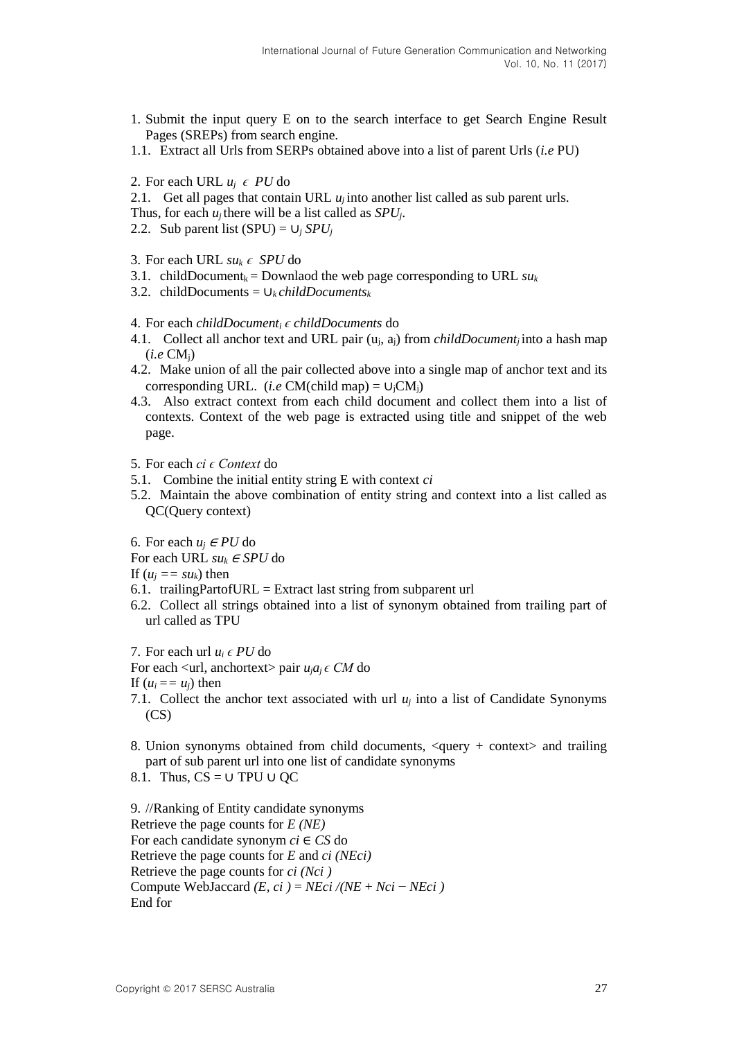1. Submit the input query E on to the search interface to get Search Engine Result Pages (SREPs) from search engine.

1.1. Extract all Urls from SERPs obtained above into a list of parent Urls (*i.e* PU)

2. For each URL $u_j \in PU$ do

2.1. Get all pages that contain URL $u_j$ into another list called as sub parent urls. Thus, for each $u_j$ there will be a list called as $SPU_j$.

2.2. Sub parent list (SPU) = $\cup_j SPU_j$

3. For each URL $su_k \in SPU$ do

3.1. childDocument$_k$ = Downlaod the web page corresponding to URL $su_k$

3.2. childDocuments = $\cup_k childDocuments_k$

4. For each $childDocument_i \in childDocuments$ do

4.1. Collect all anchor text and URL pair ($u_j$, $a_j$) from $childDocument_j$ into a hash map (*i.e* $CM_j$)

4.2. Make union of all the pair collected above into a single map of anchor text and its corresponding URL. (*i.e* CM(child map) = $\cup_j CM_j$)

4.3. Also extract context from each child document and collect them into a list of contexts. Context of the web page is extracted using title and snippet of the web page.

5. For each $ci \in Context$ do

5.1. Combine the initial entity string E with context $ci$

5.2. Maintain the above combination of entity string and context into a list called as QC(Query context)

6. For each $u_j \in PU$ do

For each URL $su_k \in SPU$ do

If ($u_j == su_k$) then

6.1. trailingPartofURL = Extract last string from subparent url

6.2. Collect all strings obtained into a list of synonym obtained from trailing part of url called as TPU

7. For each url $u_i \in PU$ do

For each <url, anchortext> pair $u_j a_j \in CM$ do

If ($u_i == u_j$) then

7.1. Collect the anchor text associated with url $u_j$ into a list of Candidate Synonyms (CS)

8. Union synonyms obtained from child documents, <query + context> and trailing part of sub parent url into one list of candidate synonyms

8.1. Thus, CS = ∪ TPU ∪ QC

9. //Ranking of Entity candidate synonyms

Retrieve the page counts for *E (NE)*

For each candidate synonym $ci \in CS$ do

Retrieve the page counts for *E* and *ci (NEci)*

Retrieve the page counts for *ci (Nci )*

Compute WebJaccard $(E, ci) = NEci / (NE + Nci - NEci)$

End for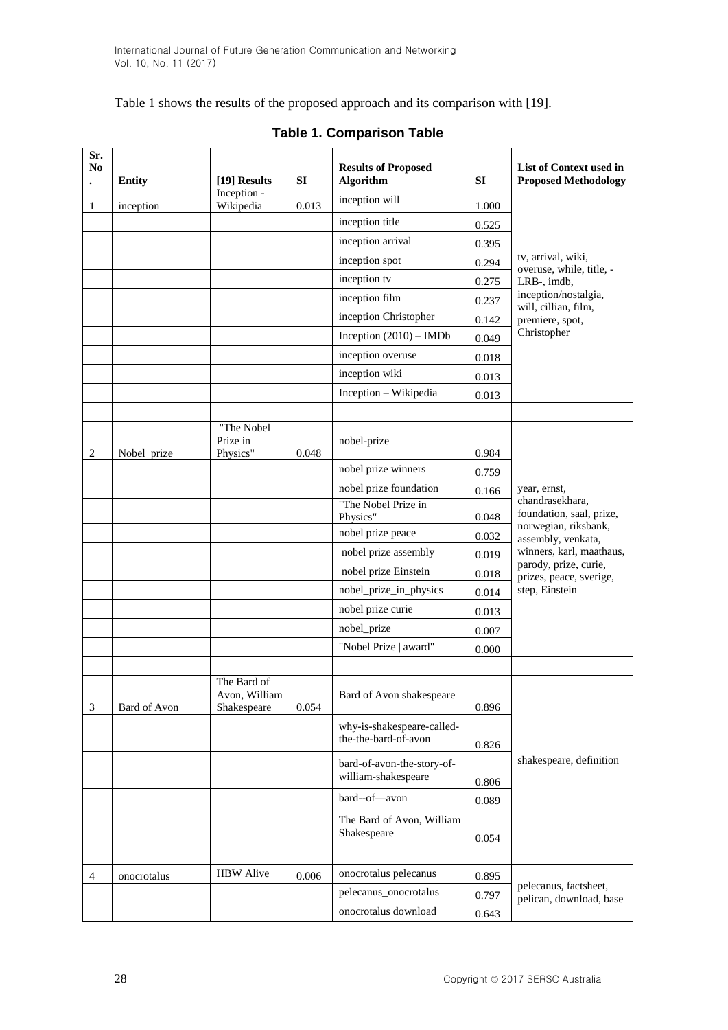Table 1 shows the results of the proposed approach and its comparison with [19].

**Table 1. Comparison Table**

| Sr. No. | Entity | [19] Results | SI | Results of Proposed Algorithm | SI | List of Context used in Proposed Methodology |
|---|---|---|---|---|---|---|
| 1 | inception | Inception - Wikipedia | 0.013 | inception will | 1.000 | tv, arrival, wiki, overuse, while, title, -LRB-, imdb, inception/nostalgia, will, cillian, film, premiere, spot, Christopher |
| | | | | inception title | 0.525 | |
| | | | | inception arrival | 0.395 | |
| | | | | inception spot | 0.294 | |
| | | | | inception tv | 0.275 | |
| | | | | inception film | 0.237 | |
| | | | | inception Christopher | 0.142 | |
| | | | | Inception (2010) – IMDb | 0.049 | |
| | | | | inception overuse | 0.018 | |
| | | | | inception wiki | 0.013 | |
| | | | | Inception – Wikipedia | 0.013 | |
| | | | | | | |
| 2 | Nobel prize | "The Nobel Prize in Physics" | 0.048 | nobel-prize | 0.984 | year, ernst, chandrasekhara, foundation, saal, prize, norwegian, riksbank, assembly, venkata, winners, karl, maathaus, parody, prize, curie, prizes, peace, sverige, step, Einstein |
| | | | | nobel prize winners | 0.759 | |
| | | | | nobel prize foundation | 0.166 | |
| | | | | "The Nobel Prize in Physics" | 0.048 | |
| | | | | nobel prize peace | 0.032 | |
| | | | | nobel prize assembly | 0.019 | |
| | | | | nobel prize Einstein | 0.018 | |
| | | | | nobel_prize_in_physics | 0.014 | |
| | | | | nobel prize curie | 0.013 | |
| | | | | nobel_prize | 0.007 | |
| | | | | "Nobel Prize \| award" | 0.000 | |
| | | | | | | |
| 3 | Bard of Avon | The Bard of Avon, William Shakespeare | 0.054 | Bard of Avon shakespeare | 0.896 | shakespeare, definition |
| | | | | why-is-shakespeare-called-the-the-bard-of-avon | 0.826 | |
| | | | | bard-of-avon-the-story-of-william-shakespeare | 0.806 | |
| | | | | bard--of—avon | 0.089 | |
| | | | | The Bard of Avon, William Shakespeare | 0.054 | |
| | | | | | | |
| 4 | onocrotalus | HBW Alive | 0.006 | onocrotalus pelecanus | 0.895 | pelecanus, factsheet, pelican, download, base |
| | | | | pelecanus_onocrotalus | 0.797 | |
| | | | | onocrotalus download | 0.643 | |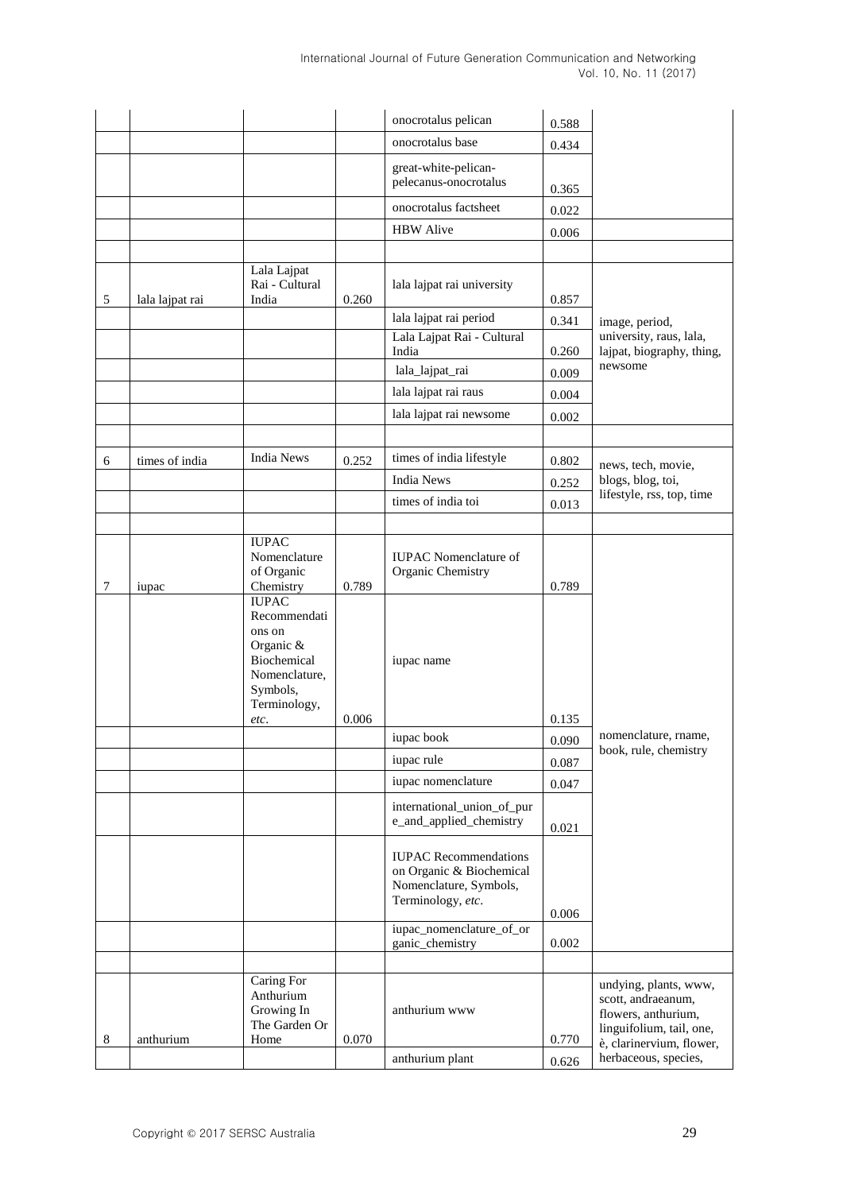| | | | | | | |
|---|---|---|---|---|---|---|
| | | | | onocrotalus pelican | 0.588 | |
| | | | | onocrotalus base | 0.434 | |
| | | | | great-white-pelican-pelecanus-onocrotalus | 0.365 | |
| | | | | onocrotalus factsheet | 0.022 | |
| | | | | HBW Alive | 0.006 | |
| | | | | | | |
| 5 | lala lajpat rai | Lala Lajpat Rai - Cultural India | 0.260 | lala lajpat rai university | 0.857 | image, period, university, raus, lala, lajpat, biography, thing, newsome |
| | | | | lala lajpat rai period | 0.341 | |
| | | | | Lala Lajpat Rai - Cultural India | 0.260 | |
| | | | | lala_lajpat_rai | 0.009 | |
| | | | | lala lajpat rai raus | 0.004 | |
| | | | | lala lajpat rai newsome | 0.002 | |
| | | | | | | |
| 6 | times of india | India News | 0.252 | times of india lifestyle | 0.802 | news, tech, movie, blogs, blog, toi, lifestyle, rss, top, time |
| | | | | India News | 0.252 | |
| | | | | times of india toi | 0.013 | |
| | | | | | | |
| 7 | iupac | IUPAC Nomenclature of Organic Chemistry | 0.789 | IUPAC Nomenclature of Organic Chemistry | 0.789 | nomenclature, rname, book, rule, chemistry |
| | | IUPAC Recommendations on Organic & Biochemical Nomenclature, Symbols, Terminology, *etc*. | 0.006 | iupac name | 0.135 | |
| | | | | iupac book | 0.090 | |
| | | | | iupac rule | 0.087 | |
| | | | | iupac nomenclature | 0.047 | |
| | | | | international_union_of_pure_and_applied_chemistry | 0.021 | |
| | | | | IUPAC Recommendations on Organic & Biochemical Nomenclature, Symbols, Terminology, *etc*. | 0.006 | |
| | | | | iupac_nomenclature_of_organic_chemistry | 0.002 | |
| | | | | | | |
| 8 | anthurium | Caring For Anthurium Growing In The Garden Or Home | 0.070 | anthurium www | 0.770 | undying, plants, www, scott, andraeanum, flowers, anthurium, linguifolium, tail, one, è, clarinervium, flower, herbaceous, species, |
| | | | | anthurium plant | 0.626 | |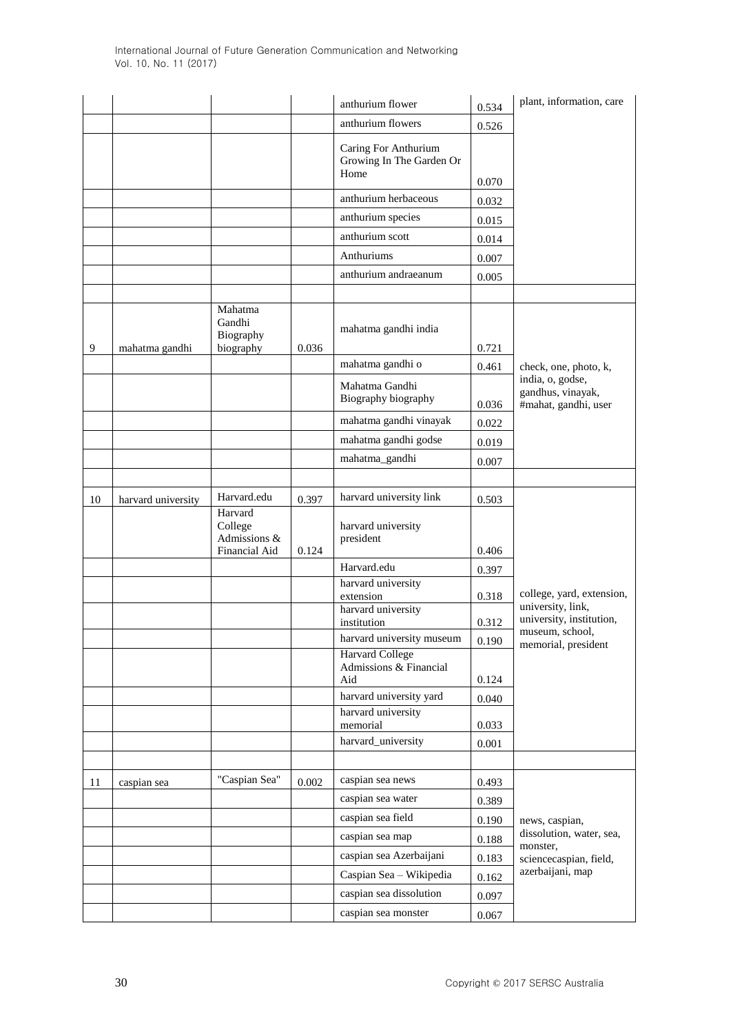|  |  |  |  |  |  |  |
|---|---|---|---|---|---|---|
|  |  |  |  | anthurium flower | 0.534 | plant, information, care |
|  |  |  |  | anthurium flowers | 0.526 |  |
|  |  |  |  | Caring For Anthurium Growing In The Garden Or Home | 0.070 |  |
|  |  |  |  | anthurium herbaceous | 0.032 |  |
|  |  |  |  | anthurium species | 0.015 |  |
|  |  |  |  | anthurium scott | 0.014 |  |
|  |  |  |  | Anthuriums | 0.007 |  |
|  |  |  |  | anthurium andraeanum | 0.005 |  |
|  |  |  |  |  |  |  |
| 9 | mahatma gandhi | Mahatma Gandhi Biography biography | 0.036 | mahatma gandhi india | 0.721 | check, one, photo, k, india, o, godse, gandhus, vinayak, #mahat, gandhi, user |
|  |  |  |  | mahatma gandhi o | 0.461 |  |
|  |  |  |  | Mahatma Gandhi Biography biography | 0.036 |  |
|  |  |  |  | mahatma gandhi vinayak | 0.022 |  |
|  |  |  |  | mahatma gandhi godse | 0.019 |  |
|  |  |  |  | mahatma_gandhi | 0.007 |  |
|  |  |  |  |  |  |  |
| 10 | harvard university | Harvard.edu | 0.397 | harvard university link | 0.503 | college, yard, extension, university, link, university, institution, museum, school, memorial, president |
|  |  | Harvard College Admissions & Financial Aid | 0.124 | harvard university president | 0.406 |  |
|  |  |  |  | Harvard.edu | 0.397 |  |
|  |  |  |  | harvard university extension | 0.318 |  |
|  |  |  |  | harvard university institution | 0.312 |  |
|  |  |  |  | harvard university museum | 0.190 |  |
|  |  |  |  | Harvard College Admissions & Financial Aid | 0.124 |  |
|  |  |  |  | harvard university yard | 0.040 |  |
|  |  |  |  | harvard university memorial | 0.033 |  |
|  |  |  |  | harvard_university | 0.001 |  |
|  |  |  |  |  |  |  |
| 11 | caspian sea | "Caspian Sea" | 0.002 | caspian sea news | 0.493 | news, caspian, dissolution, water, sea, monster, sciencecaspian, field, azerbaijani, map |
|  |  |  |  | caspian sea water | 0.389 |  |
|  |  |  |  | caspian sea field | 0.190 |  |
|  |  |  |  | caspian sea map | 0.188 |  |
|  |  |  |  | caspian sea Azerbaijani | 0.183 |  |
|  |  |  |  | Caspian Sea – Wikipedia | 0.162 |  |
|  |  |  |  | caspian sea dissolution | 0.097 |  |
|  |  |  |  | caspian sea monster | 0.067 |  |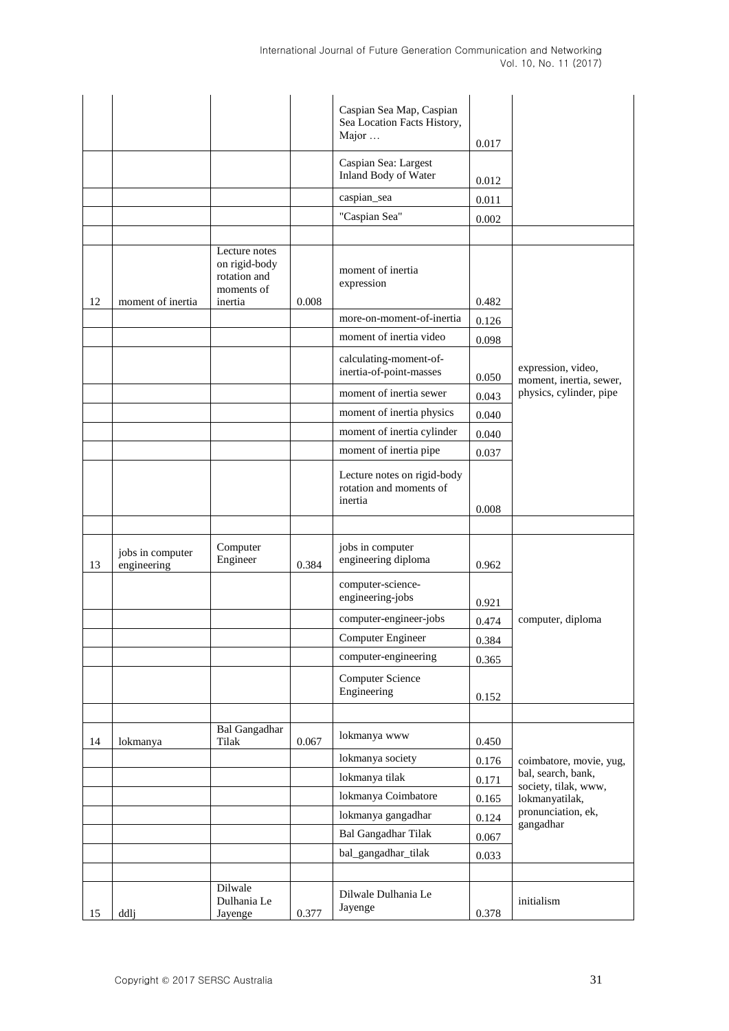| | | | | | | |
|---|---|---|---|---|---|---|
| | | | | Caspian Sea Map, Caspian Sea Location Facts History, Major … | 0.017 | |
| | | | | Caspian Sea: Largest Inland Body of Water | 0.012 | |
| | | | | caspian_sea | 0.011 | |
| | | | | "Caspian Sea" | 0.002 | |
| | | | | | | |
| 12 | moment of inertia | Lecture notes on rigid-body rotation and moments of inertia | 0.008 | moment of inertia expression | 0.482 | expression, video, moment, inertia, sewer, physics, cylinder, pipe |
| | | | | more-on-moment-of-inertia | 0.126 | |
| | | | | moment of inertia video | 0.098 | |
| | | | | calculating-moment-of-inertia-of-point-masses | 0.050 | |
| | | | | moment of inertia sewer | 0.043 | |
| | | | | moment of inertia physics | 0.040 | |
| | | | | moment of inertia cylinder | 0.040 | |
| | | | | moment of inertia pipe | 0.037 | |
| | | | | Lecture notes on rigid-body rotation and moments of inertia | 0.008 | |
| | | | | | | |
| 13 | jobs in computer engineering | Computer Engineer | 0.384 | jobs in computer engineering diploma | 0.962 | computer, diploma |
| | | | | computer-science-engineering-jobs | 0.921 | |
| | | | | computer-engineer-jobs | 0.474 | |
| | | | | Computer Engineer | 0.384 | |
| | | | | computer-engineering | 0.365 | |
| | | | | Computer Science Engineering | 0.152 | |
| | | | | | | |
| 14 | lokmanya | Bal Gangadhar Tilak | 0.067 | lokmanya www | 0.450 | coimbatore, movie, yug, bal, search, bank, society, tilak, www, lokmanyatilak, pronunciation, ek, gangadhar |
| | | | | lokmanya society | 0.176 | |
| | | | | lokmanya tilak | 0.171 | |
| | | | | lokmanya Coimbatore | 0.165 | |
| | | | | lokmanya gangadhar | 0.124 | |
| | | | | Bal Gangadhar Tilak | 0.067 | |
| | | | | bal_gangadhar_tilak | 0.033 | |
| | | | | | | |
| 15 | ddlj | Dilwale Dulhania Le Jayenge | 0.377 | Dilwale Dulhania Le Jayenge | 0.378 | initialism |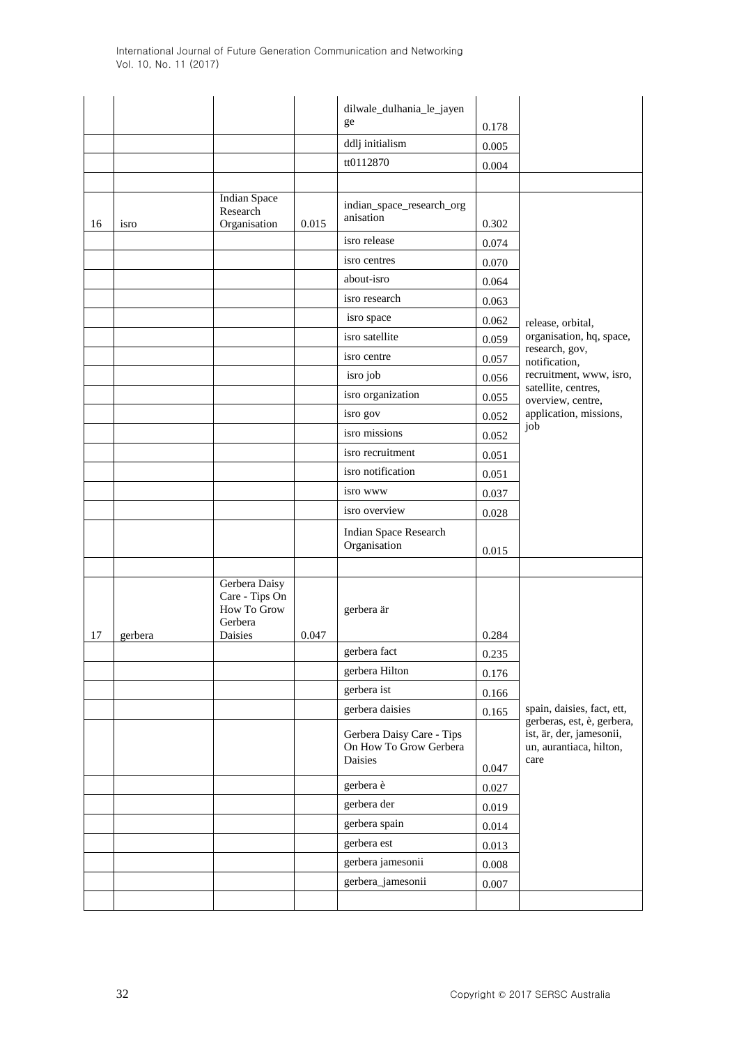|  |  |  |  | dilwale_dulhania_le_jayenge | 0.178 |  |
|---|---|---|---|---|---|---|
|  |  |  |  | ddlj initialism | 0.005 |  |
|  |  |  |  | tt0112870 | 0.004 |  |
|  |  |  |  |  |  |  |
| 16 | isro | Indian Space Research Organisation | 0.015 | indian_space_research_organisation | 0.302 | release, orbital, organisation, hq, space, research, gov, notification, recruitment, www, isro, satellite, centres, overview, centre, application, missions, job |
|  |  |  |  | isro release | 0.074 |  |
|  |  |  |  | isro centres | 0.070 |  |
|  |  |  |  | about-isro | 0.064 |  |
|  |  |  |  | isro research | 0.063 |  |
|  |  |  |  | isro space | 0.062 |  |
|  |  |  |  | isro satellite | 0.059 |  |
|  |  |  |  | isro centre | 0.057 |  |
|  |  |  |  | isro job | 0.056 |  |
|  |  |  |  | isro organization | 0.055 |  |
|  |  |  |  | isro gov | 0.052 |  |
|  |  |  |  | isro missions | 0.052 |  |
|  |  |  |  | isro recruitment | 0.051 |  |
|  |  |  |  | isro notification | 0.051 |  |
|  |  |  |  | isro www | 0.037 |  |
|  |  |  |  | isro overview | 0.028 |  |
|  |  |  |  | Indian Space Research Organisation | 0.015 |  |
|  |  |  |  |  |  |  |
| 17 | gerbera | Gerbera Daisy Care - Tips On How To Grow Gerbera Daisies | 0.047 | gerbera är | 0.284 | spain, daisies, fact, ett, gerberas, est, è, gerbera, ist, är, der, jamesonii, un, aurantiaca, hilton, care |
|  |  |  |  | gerbera fact | 0.235 |  |
|  |  |  |  | gerbera Hilton | 0.176 |  |
|  |  |  |  | gerbera ist | 0.166 |  |
|  |  |  |  | gerbera daisies | 0.165 |  |
|  |  |  |  | Gerbera Daisy Care - Tips On How To Grow Gerbera Daisies | 0.047 |  |
|  |  |  |  | gerbera è | 0.027 |  |
|  |  |  |  | gerbera der | 0.019 |  |
|  |  |  |  | gerbera spain | 0.014 |  |
|  |  |  |  | gerbera est | 0.013 |  |
|  |  |  |  | gerbera jamesonii | 0.008 |  |
|  |  |  |  | gerbera_jamesonii | 0.007 |  |
|  |  |  |  |  |  |  |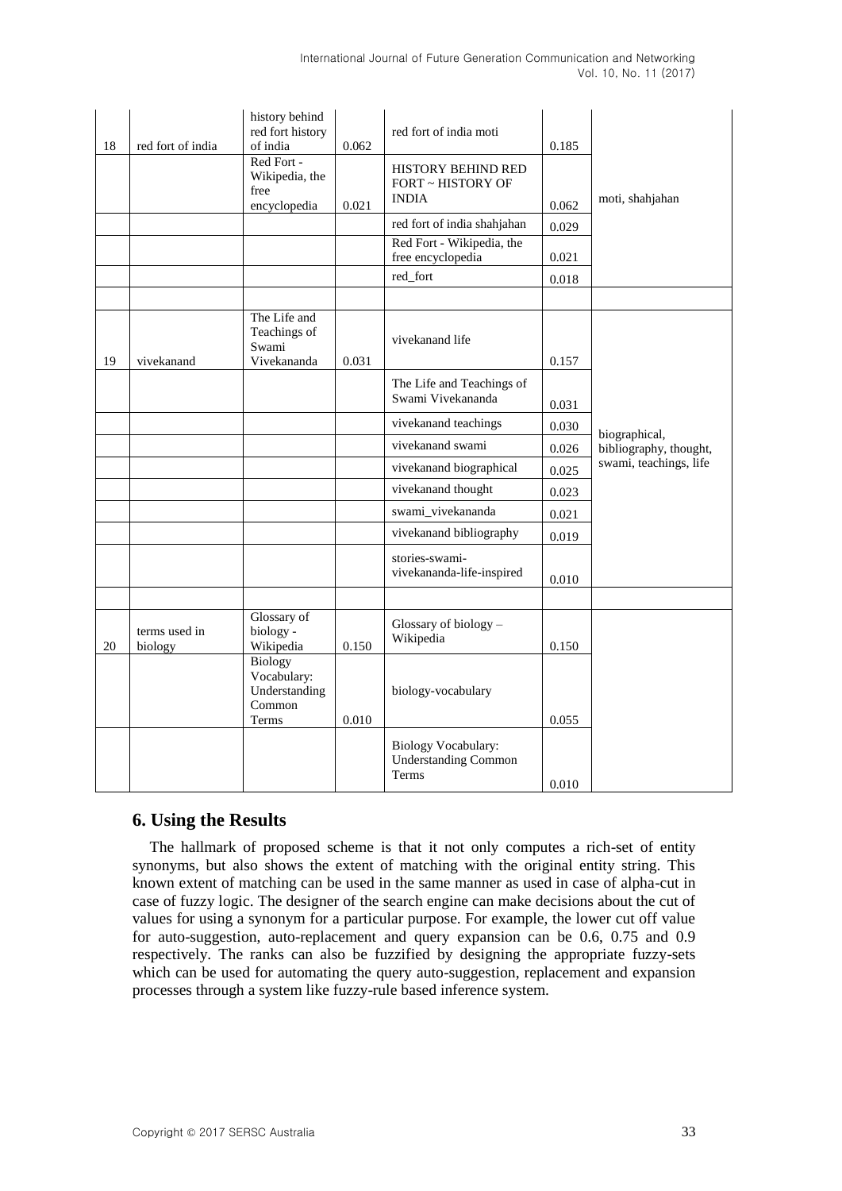| 18 | red fort of india | history behind red fort history of india | 0.062 | red fort of india moti | 0.185 | moti, shahjahan |
|---|---|---|---|---|---|---|
| | | Red Fort - Wikipedia, the free encyclopedia | 0.021 | HISTORY BEHIND RED FORT ~ HISTORY OF INDIA | 0.062 | |
| | | | | red fort of india shahjahan | 0.029 | |
| | | | | Red Fort - Wikipedia, the free encyclopedia | 0.021 | |
| | | | | red_fort | 0.018 | |
| | | | | | | |
| 19 | vivekanand | The Life and Teachings of Swami Vivekananda | 0.031 | vivekanand life | 0.157 | biographical, bibliography, thought, swami, teachings, life |
| | | | | The Life and Teachings of Swami Vivekananda | 0.031 | |
| | | | | vivekanand teachings | 0.030 | |
| | | | | vivekanand swami | 0.026 | |
| | | | | vivekanand biographical | 0.025 | |
| | | | | vivekanand thought | 0.023 | |
| | | | | swami_vivekananda | 0.021 | |
| | | | | vivekanand bibliography | 0.019 | |
| | | | | stories-swami-vivekananda-life-inspired | 0.010 | |
| | | | | | | |
| 20 | terms used in biology | Glossary of biology - Wikipedia | 0.150 | Glossary of biology – Wikipedia | 0.150 | |
| | | Biology Vocabulary: Understanding Common Terms | 0.010 | biology-vocabulary | 0.055 | |
| | | | | Biology Vocabulary: Understanding Common Terms | 0.010 | |

## 6. Using the Results

The hallmark of proposed scheme is that it not only computes a rich-set of entity synonyms, but also shows the extent of matching with the original entity string. This known extent of matching can be used in the same manner as used in case of alpha-cut in case of fuzzy logic. The designer of the search engine can make decisions about the cut of values for using a synonym for a particular purpose. For example, the lower cut off value for auto-suggestion, auto-replacement and query expansion can be 0.6, 0.75 and 0.9 respectively. The ranks can also be fuzzified by designing the appropriate fuzzy-sets which can be used for automating the query auto-suggestion, replacement and expansion processes through a system like fuzzy-rule based inference system.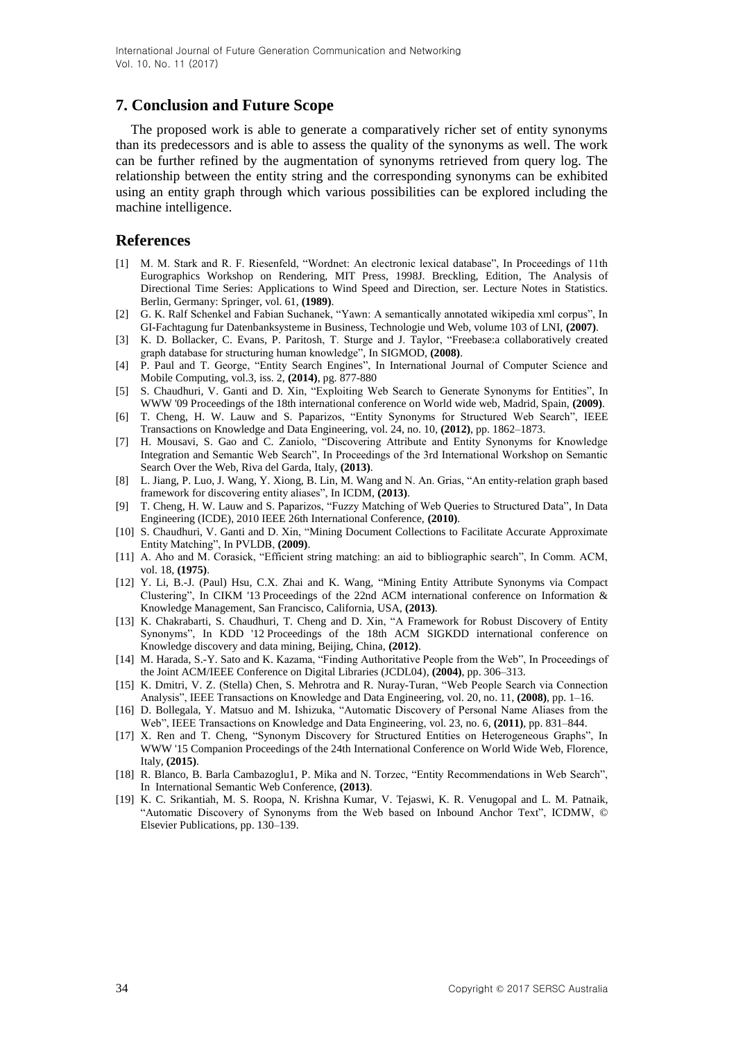## 7. Conclusion and Future Scope

The proposed work is able to generate a comparatively richer set of entity synonyms than its predecessors and is able to assess the quality of the synonyms as well. The work can be further refined by the augmentation of synonyms retrieved from query log. The relationship between the entity string and the corresponding synonyms can be exhibited using an entity graph through which various possibilities can be explored including the machine intelligence.

## References

[1] M. M. Stark and R. F. Riesenfeld, "Wordnet: An electronic lexical database", In Proceedings of 11th Eurographics Workshop on Rendering, MIT Press, 1998J. Breckling, Edition, The Analysis of Directional Time Series: Applications to Wind Speed and Direction, ser. Lecture Notes in Statistics. Berlin, Germany: Springer, vol. 61, **(1989)**.

[2] G. K. Ralf Schenkel and Fabian Suchanek, "Yawn: A semantically annotated wikipedia xml corpus", In GI-Fachtagung fur Datenbanksysteme in Business, Technologie und Web, volume 103 of LNI, **(2007)**.

[3] K. D. Bollacker, C. Evans, P. Paritosh, T. Sturge and J. Taylor, "Freebase:a collaboratively created graph database for structuring human knowledge", In SIGMOD, **(2008)**.

[4] P. Paul and T. George, "Entity Search Engines", In International Journal of Computer Science and Mobile Computing, vol.3, iss. 2, **(2014)**, pg. 877-880

[5] S. Chaudhuri, V. Ganti and D. Xin, "Exploiting Web Search to Generate Synonyms for Entities", In WWW '09 Proceedings of the 18th international conference on World wide web, Madrid, Spain, **(2009)**.

[6] T. Cheng, H. W. Lauw and S. Paparizos, "Entity Synonyms for Structured Web Search", IEEE Transactions on Knowledge and Data Engineering, vol. 24, no. 10, **(2012)**, pp. 1862–1873.

[7] H. Mousavi, S. Gao and C. Zaniolo, "Discovering Attribute and Entity Synonyms for Knowledge Integration and Semantic Web Search", In Proceedings of the 3rd International Workshop on Semantic Search Over the Web, Riva del Garda, Italy, **(2013)**.

[8] L. Jiang, P. Luo, J. Wang, Y. Xiong, B. Lin, M. Wang and N. An. Grias, "An entity-relation graph based framework for discovering entity aliases", In ICDM, **(2013)**.

[9] T. Cheng, H. W. Lauw and S. Paparizos, "Fuzzy Matching of Web Queries to Structured Data", In Data Engineering (ICDE), 2010 IEEE 26th International Conference, **(2010)**.

[10] S. Chaudhuri, V. Ganti and D. Xin, "Mining Document Collections to Facilitate Accurate Approximate Entity Matching", In PVLDB, **(2009)**.

[11] A. Aho and M. Corasick, "Efficient string matching: an aid to bibliographic search", In Comm. ACM, vol. 18, **(1975)**.

[12] Y. Li, B.-J. (Paul) Hsu, C.X. Zhai and K. Wang, "Mining Entity Attribute Synonyms via Compact Clustering", In CIKM '13 Proceedings of the 22nd ACM international conference on Information & Knowledge Management, San Francisco, California, USA, **(2013)**.

[13] K. Chakrabarti, S. Chaudhuri, T. Cheng and D. Xin, "A Framework for Robust Discovery of Entity Synonyms", In KDD '12 Proceedings of the 18th ACM SIGKDD international conference on Knowledge discovery and data mining, Beijing, China, **(2012)**.

[14] M. Harada, S.-Y. Sato and K. Kazama, "Finding Authoritative People from the Web", In Proceedings of the Joint ACM/IEEE Conference on Digital Libraries (JCDL04), **(2004)**, pp. 306–313.

[15] K. Dmitri, V. Z. (Stella) Chen, S. Mehrotra and R. Nuray-Turan, "Web People Search via Connection Analysis", IEEE Transactions on Knowledge and Data Engineering, vol. 20, no. 11, **(2008)**, pp. 1–16.

[16] D. Bollegala, Y. Matsuo and M. Ishizuka, "Automatic Discovery of Personal Name Aliases from the Web", IEEE Transactions on Knowledge and Data Engineering, vol. 23, no. 6, **(2011)**, pp. 831–844.

[17] X. Ren and T. Cheng, "Synonym Discovery for Structured Entities on Heterogeneous Graphs", In WWW '15 Companion Proceedings of the 24th International Conference on World Wide Web, Florence, Italy, **(2015)**.

[18] R. Blanco, B. Barla Cambazoglu1, P. Mika and N. Torzec, "Entity Recommendations in Web Search", In International Semantic Web Conference, **(2013)**.

[19] K. C. Srikantiah, M. S. Roopa, N. Krishna Kumar, V. Tejaswi, K. R. Venugopal and L. M. Patnaik, "Automatic Discovery of Synonyms from the Web based on Inbound Anchor Text", ICDMW, © Elsevier Publications, pp. 130–139.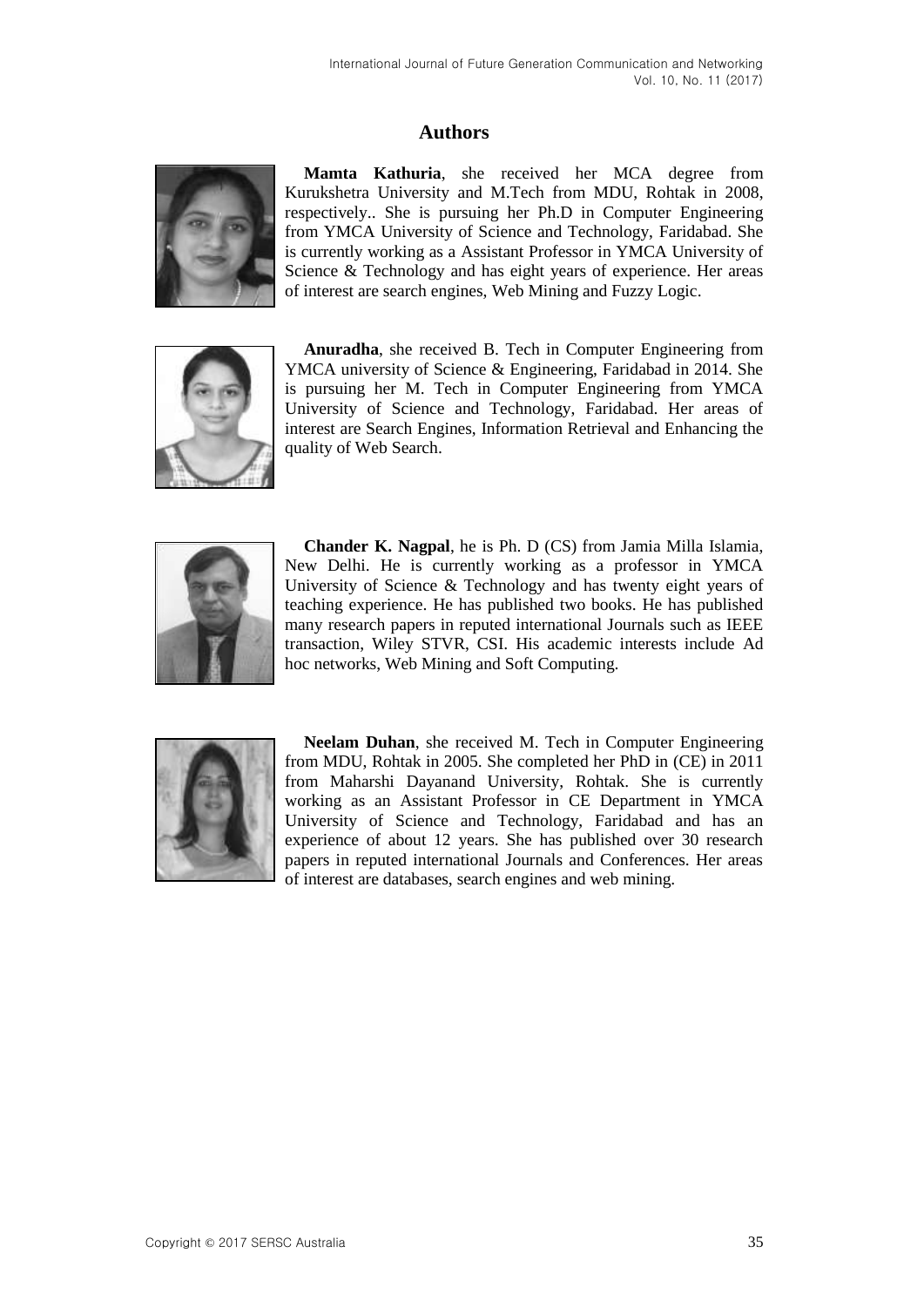## Authors

**Mamta Kathuria**, she received her MCA degree from Kurukshetra University and M.Tech from MDU, Rohtak in 2008, respectively.. She is pursuing her Ph.D in Computer Engineering from YMCA University of Science and Technology, Faridabad. She is currently working as a Assistant Professor in YMCA University of Science & Technology and has eight years of experience. Her areas of interest are search engines, Web Mining and Fuzzy Logic.

**Anuradha**, she received B. Tech in Computer Engineering from YMCA university of Science & Engineering, Faridabad in 2014. She is pursuing her M. Tech in Computer Engineering from YMCA University of Science and Technology, Faridabad. Her areas of interest are Search Engines, Information Retrieval and Enhancing the quality of Web Search.

**Chander K. Nagpal**, he is Ph. D (CS) from Jamia Milla Islamia, New Delhi. He is currently working as a professor in YMCA University of Science & Technology and has twenty eight years of teaching experience. He has published two books. He has published many research papers in reputed international Journals such as IEEE transaction, Wiley STVR, CSI. His academic interests include Ad hoc networks, Web Mining and Soft Computing.

**Neelam Duhan**, she received M. Tech in Computer Engineering from MDU, Rohtak in 2005. She completed her PhD in (CE) in 2011 from Maharshi Dayanand University, Rohtak. She is currently working as an Assistant Professor in CE Department in YMCA University of Science and Technology, Faridabad and has an experience of about 12 years. She has published over 30 research papers in reputed international Journals and Conferences. Her areas of interest are databases, search engines and web mining.